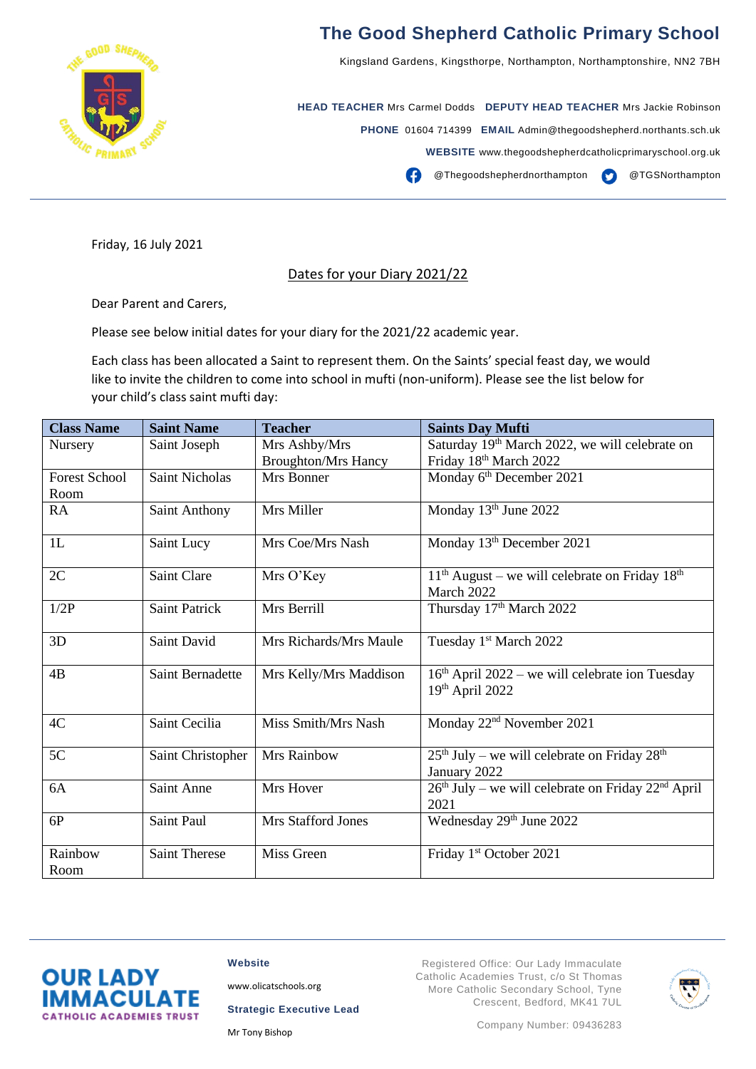# The Good Shepherd Catholic Primary School

Kingsland Gardens, Kingsthorpe, Northampton, Northamptonshire, NN2 7BH

**HEAD TEACHER** Mrs Carmel Dodds **DEPUTY HEAD TEACHER** Mrs Jackie Robinson

**PHONE** 01604 714399 **EMAIL** Admin@thegoodshepherd.northants.sch.uk

**WEBSITE** www.thegoodshepherdcatholicprimaryschool.org.uk

@Thegoodshepherdnorthampton @TGSNorthampton

Friday, 16 July 2021

## Dates for your Diary 2021/22

Dear Parent and Carers,

Please see below initial dates for your diary for the 2021/22 academic year.

Each class has been allocated a Saint to represent them. On the Saints' special feast day, we would like to invite the children to come into school in mufti (non-uniform). Please see the list below for your child's class saint mufti day:

| Class Name | Saint Name | Teacher | Saints Day Mufti |
|---|---|---|---|
| Nursery | Saint Joseph | Mrs Ashby/Mrs Broughton/Mrs Hancy | Saturday 19th March 2022, we will celebrate on Friday 18th March 2022 |
| Forest School Room | Saint Nicholas | Mrs Bonner | Monday 6th December 2021 |
| RA | Saint Anthony | Mrs Miller | Monday 13th June 2022 |
| 1L | Saint Lucy | Mrs Coe/Mrs Nash | Monday 13th December 2021 |
| 2C | Saint Clare | Mrs O'Key | 11th August – we will celebrate on Friday 18th March 2022 |
| 1/2P | Saint Patrick | Mrs Berrill | Thursday 17th March 2022 |
| 3D | Saint David | Mrs Richards/Mrs Maule | Tuesday 1st March 2022 |
| 4B | Saint Bernadette | Mrs Kelly/Mrs Maddison | 16th April 2022 – we will celebrate ion Tuesday 19th April 2022 |
| 4C | Saint Cecilia | Miss Smith/Mrs Nash | Monday 22nd November 2021 |
| 5C | Saint Christopher | Mrs Rainbow | 25th July – we will celebrate on Friday 28th January 2022 |
| 6A | Saint Anne | Mrs Hover | 26th July – we will celebrate on Friday 22nd April 2021 |
| 6P | Saint Paul | Mrs Stafford Jones | Wednesday 29th June 2022 |
| Rainbow Room | Saint Therese | Miss Green | Friday 1st October 2021 |

OUR LADY IMMACULATE CATHOLIC ACADEMIES TRUST

**Website**

www.olicatschools.org

**Strategic Executive Lead**

Mr Tony Bishop

Registered Office: Our Lady Immaculate Catholic Academies Trust, c/o St Thomas More Catholic Secondary School, Tyne Crescent, Bedford, MK41 7UL

Company Number: 09436283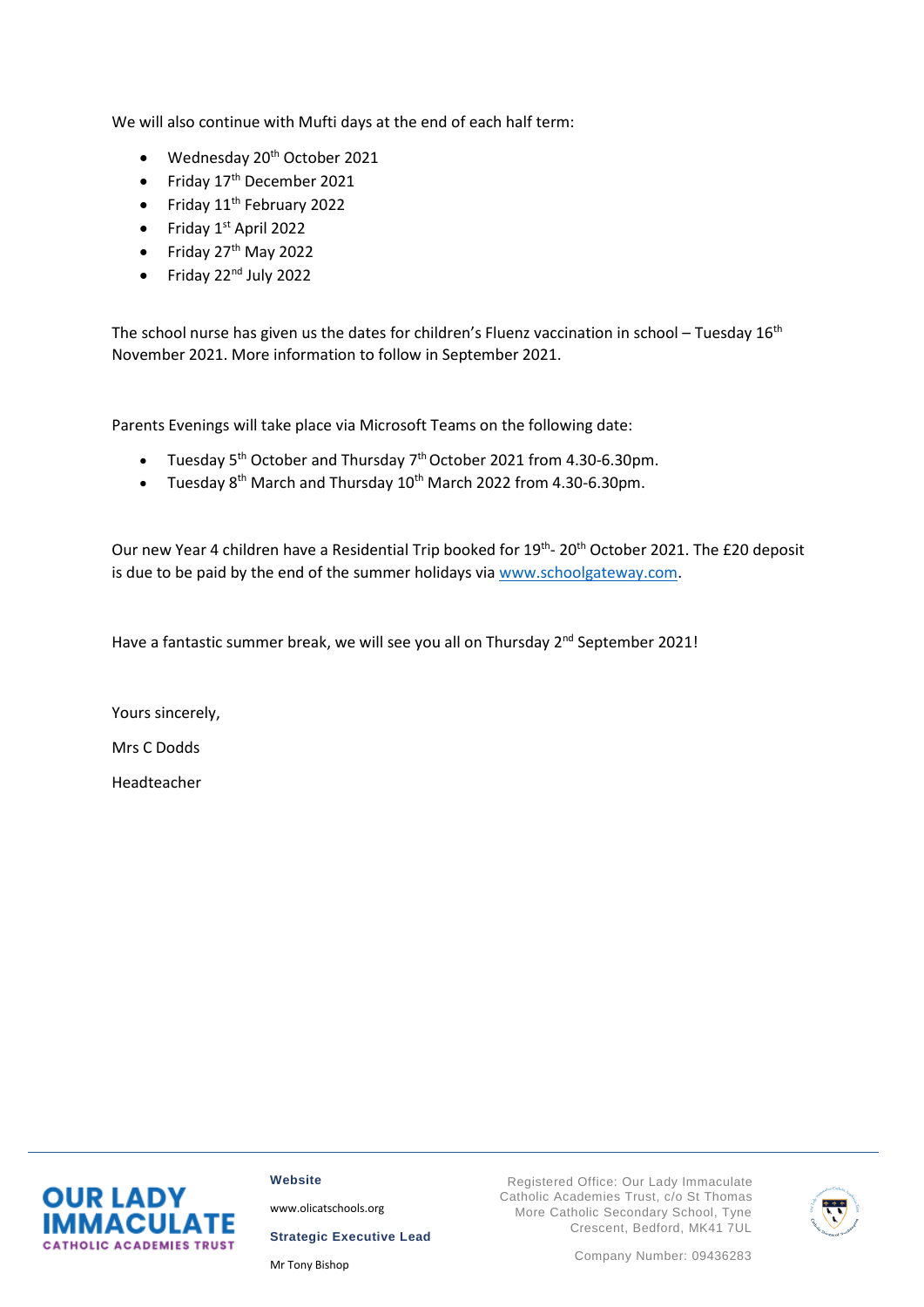We will also continue with Mufti days at the end of each half term:

- Wednesday 20th October 2021
- Friday 17th December 2021
- Friday 11th February 2022
- Friday 1st April 2022
- Friday 27th May 2022
- Friday 22nd July 2022

The school nurse has given us the dates for children's Fluenz vaccination in school – Tuesday 16th November 2021. More information to follow in September 2021.

Parents Evenings will take place via Microsoft Teams on the following date:

- Tuesday 5th October and Thursday 7th October 2021 from 4.30-6.30pm.
- Tuesday 8th March and Thursday 10th March 2022 from 4.30-6.30pm.

Our new Year 4 children have a Residential Trip booked for 19th- 20th October 2021. The £20 deposit is due to be paid by the end of the summer holidays via www.schoolgateway.com.

Have a fantastic summer break, we will see you all on Thursday 2nd September 2021!

Yours sincerely,

Mrs C Dodds

Headteacher